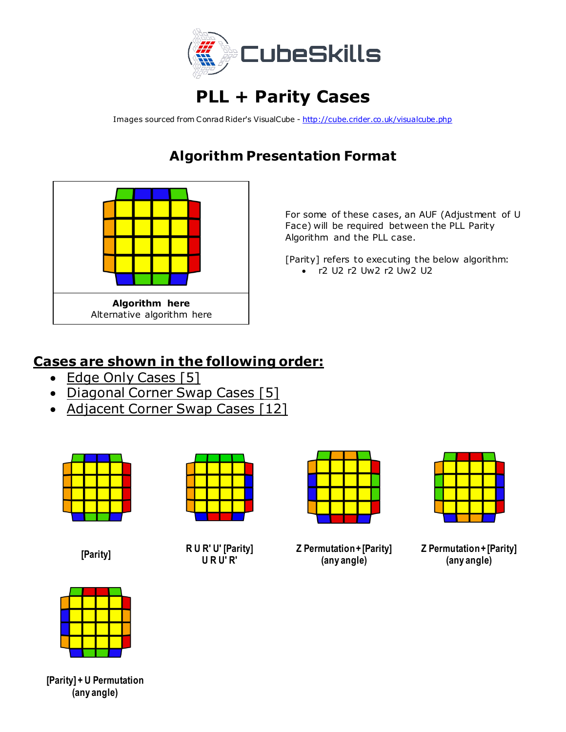# PLL + Parity Cases

Images sourced from Conrad Rider's VisualCube - http://cube.crider.co.uk/visualcube.php

## Algorithm Presentation Format

**Algorithm here**
Alternative algorithm here

For some of these cases, an AUF (Adjustment of U Face) will be required between the PLL Parity Algorithm and the PLL case.

[Parity] refers to executing the below algorithm:

- r2 U2 r2 Uw2 r2 Uw2 U2

## Cases are shown in the following order:

- Edge Only Cases [5]
- Diagonal Corner Swap Cases [5]
- Adjacent Corner Swap Cases [12]

[Parity]

R U R' U' [Parity]
U R U' R'

Z Permutation + [Parity]
(any angle)

Z Permutation + [Parity]
(any angle)

[Parity] + U Permutation
(any angle)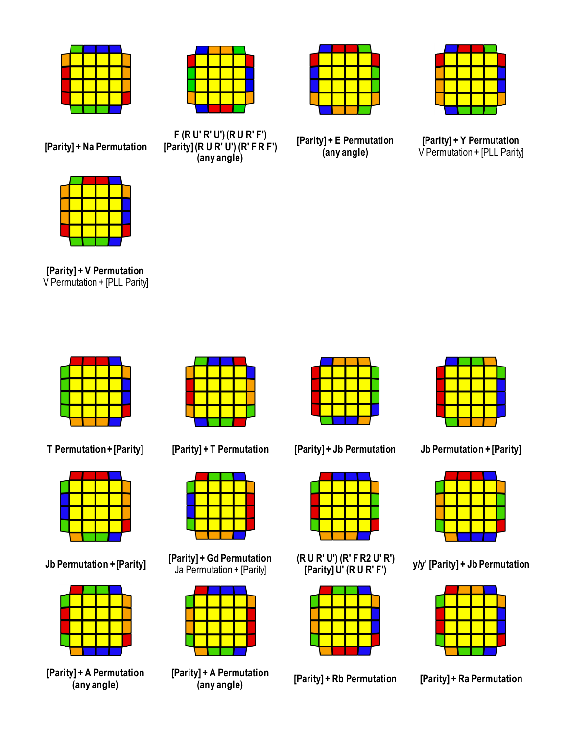[Parity] + Na Permutation

F (R U' R' U') (R U R' F')
[Parity] (R U R' U') (R' F R F')
(any angle)

[Parity] + E Permutation
(any angle)

[Parity] + Y Permutation
V Permutation + [PLL Parity]

[Parity] + V Permutation
V Permutation + [PLL Parity]

T Permutation + [Parity]

[Parity] + T Permutation

[Parity] + Jb Permutation

Jb Permutation + [Parity]

Jb Permutation + [Parity]

[Parity] + Gd Permutation
Ja Permutation + [Parity]

(R U R' U') (R' F R2 U' R')
[Parity] U' (R U R' F')

y/y' [Parity] + Jb Permutation

[Parity] + A Permutation
(any angle)

[Parity] + A Permutation
(any angle)

[Parity] + Rb Permutation

[Parity] + Ra Permutation